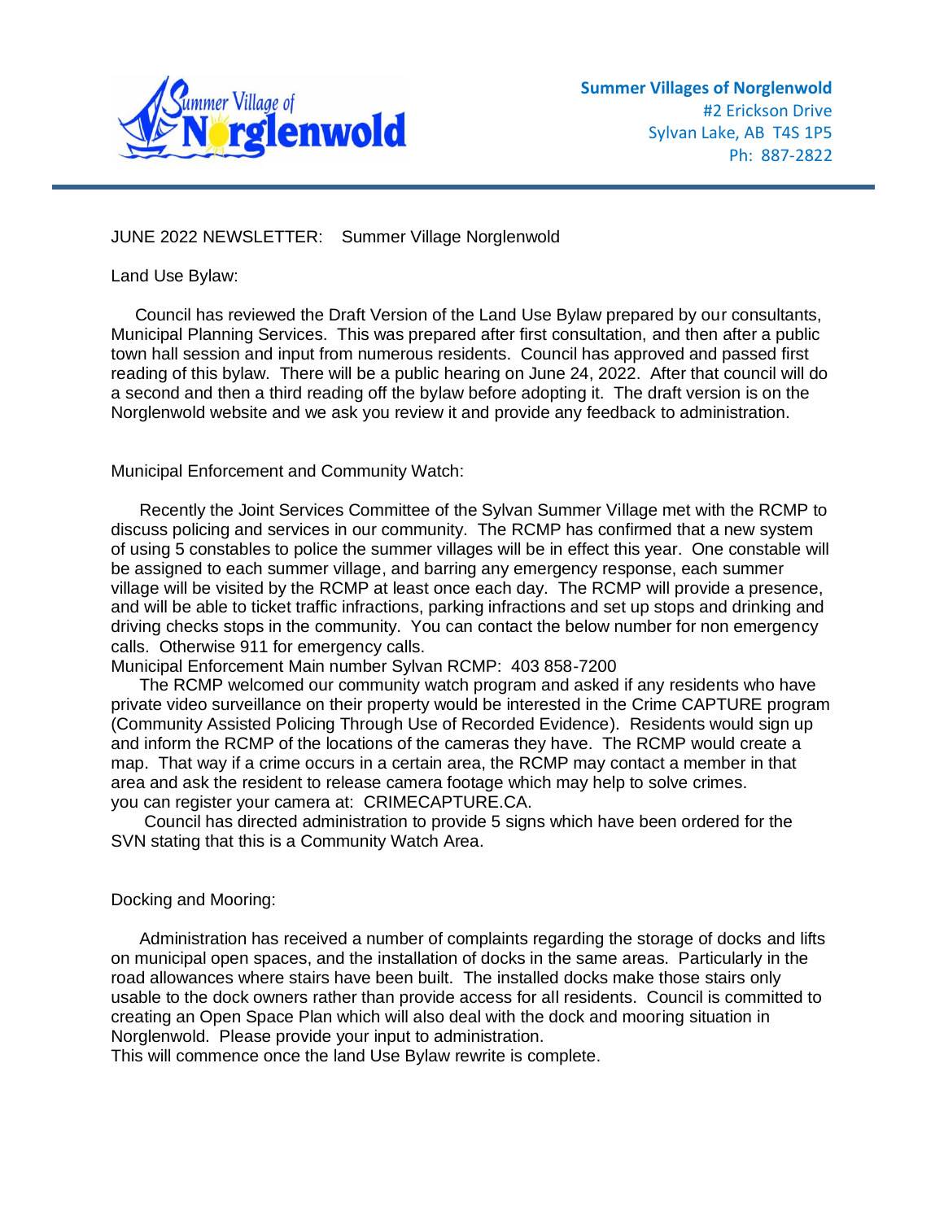**Summer Villages of Norglenwold**
#2 Erickson Drive
Sylvan Lake, AB  T4S 1P5
Ph:  887-2822

JUNE 2022 NEWSLETTER:   Summer Village Norglenwold

## Land Use Bylaw:

Council has reviewed the Draft Version of the Land Use Bylaw prepared by our consultants, Municipal Planning Services. This was prepared after first consultation, and then after a public town hall session and input from numerous residents. Council has approved and passed first reading of this bylaw. There will be a public hearing on June 24, 2022. After that council will do a second and then a third reading off the bylaw before adopting it. The draft version is on the Norglenwold website and we ask you review it and provide any feedback to administration.

## Municipal Enforcement and Community Watch:

Recently the Joint Services Committee of the Sylvan Summer Village met with the RCMP to discuss policing and services in our community. The RCMP has confirmed that a new system of using 5 constables to police the summer villages will be in effect this year. One constable will be assigned to each summer village, and barring any emergency response, each summer village will be visited by the RCMP at least once each day. The RCMP will provide a presence, and will be able to ticket traffic infractions, parking infractions and set up stops and drinking and driving checks stops in the community. You can contact the below number for non emergency calls. Otherwise 911 for emergency calls.
Municipal Enforcement Main number Sylvan RCMP: 403 858-7200

The RCMP welcomed our community watch program and asked if any residents who have private video surveillance on their property would be interested in the Crime CAPTURE program (Community Assisted Policing Through Use of Recorded Evidence). Residents would sign up and inform the RCMP of the locations of the cameras they have. The RCMP would create a map. That way if a crime occurs in a certain area, the RCMP may contact a member in that area and ask the resident to release camera footage which may help to solve crimes.
you can register your camera at: CRIMECAPTURE.CA.

Council has directed administration to provide 5 signs which have been ordered for the SVN stating that this is a Community Watch Area.

## Docking and Mooring:

Administration has received a number of complaints regarding the storage of docks and lifts on municipal open spaces, and the installation of docks in the same areas. Particularly in the road allowances where stairs have been built. The installed docks make those stairs only usable to the dock owners rather than provide access for all residents. Council is committed to creating an Open Space Plan which will also deal with the dock and mooring situation in Norglenwold. Please provide your input to administration.
This will commence once the land Use Bylaw rewrite is complete.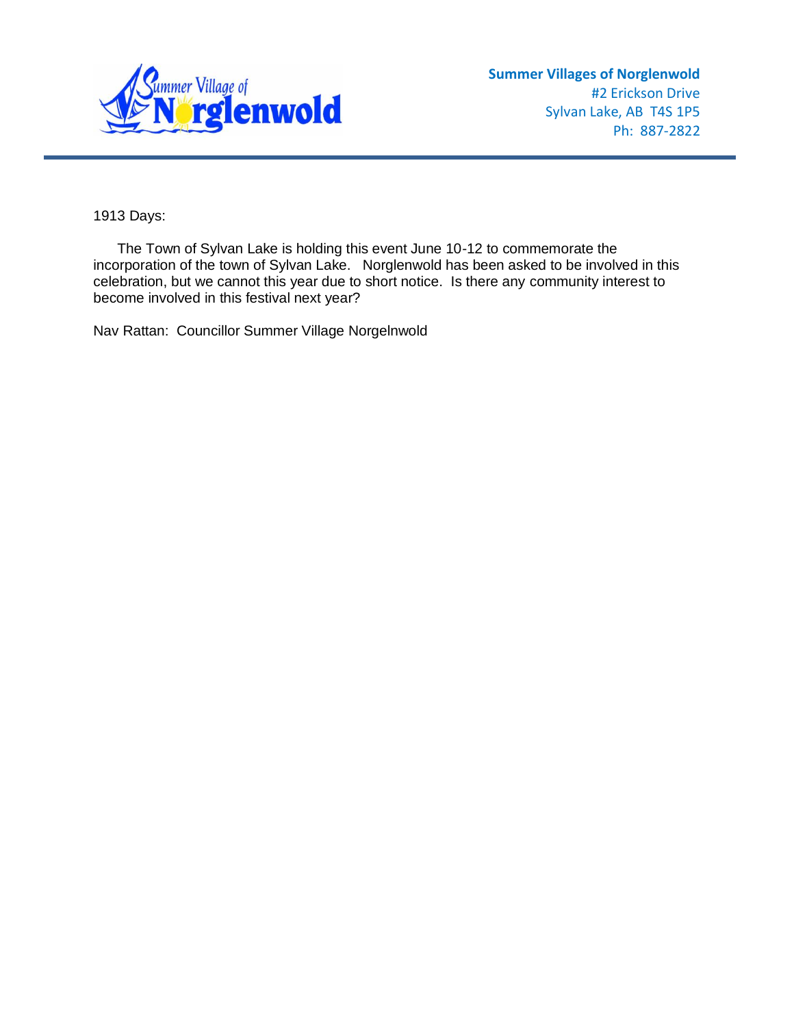Summer Villages of Norglenwold
#2 Erickson Drive
Sylvan Lake, AB  T4S 1P5
Ph:  887-2822

1913 Days:

The Town of Sylvan Lake is holding this event June 10-12 to commemorate the incorporation of the town of Sylvan Lake.  Norglenwold has been asked to be involved in this celebration, but we cannot this year due to short notice.  Is there any community interest to become involved in this festival next year?

Nav Rattan:  Councillor Summer Village Norgelnwold